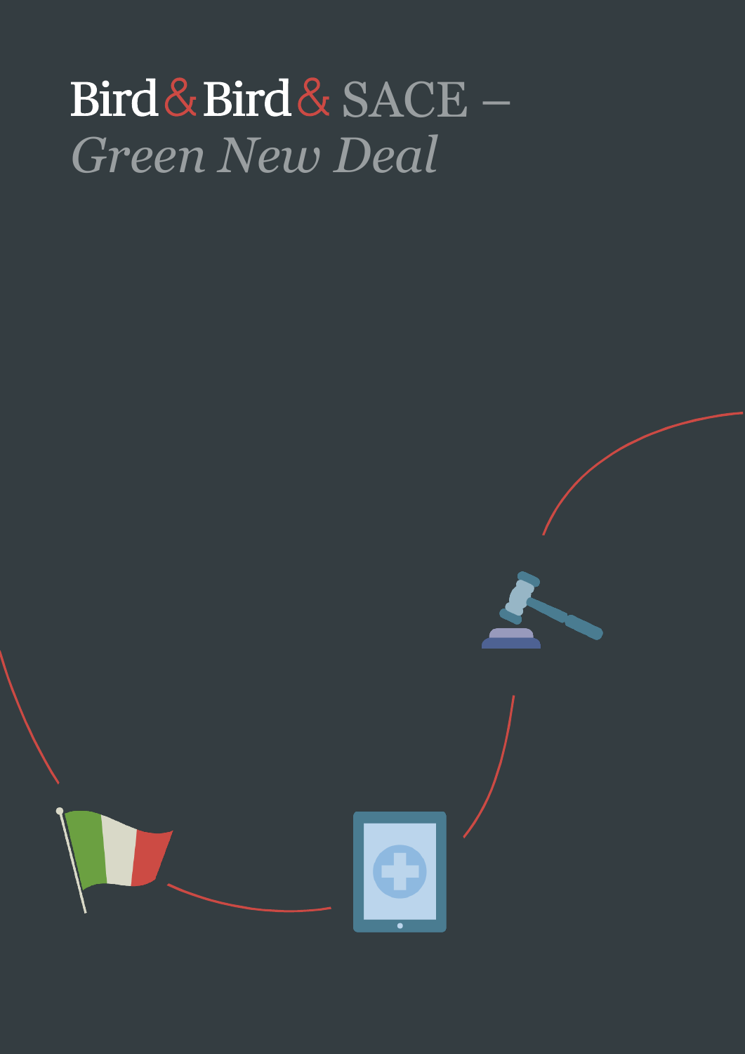# Bird & Bird & SACE – *Green New Deal*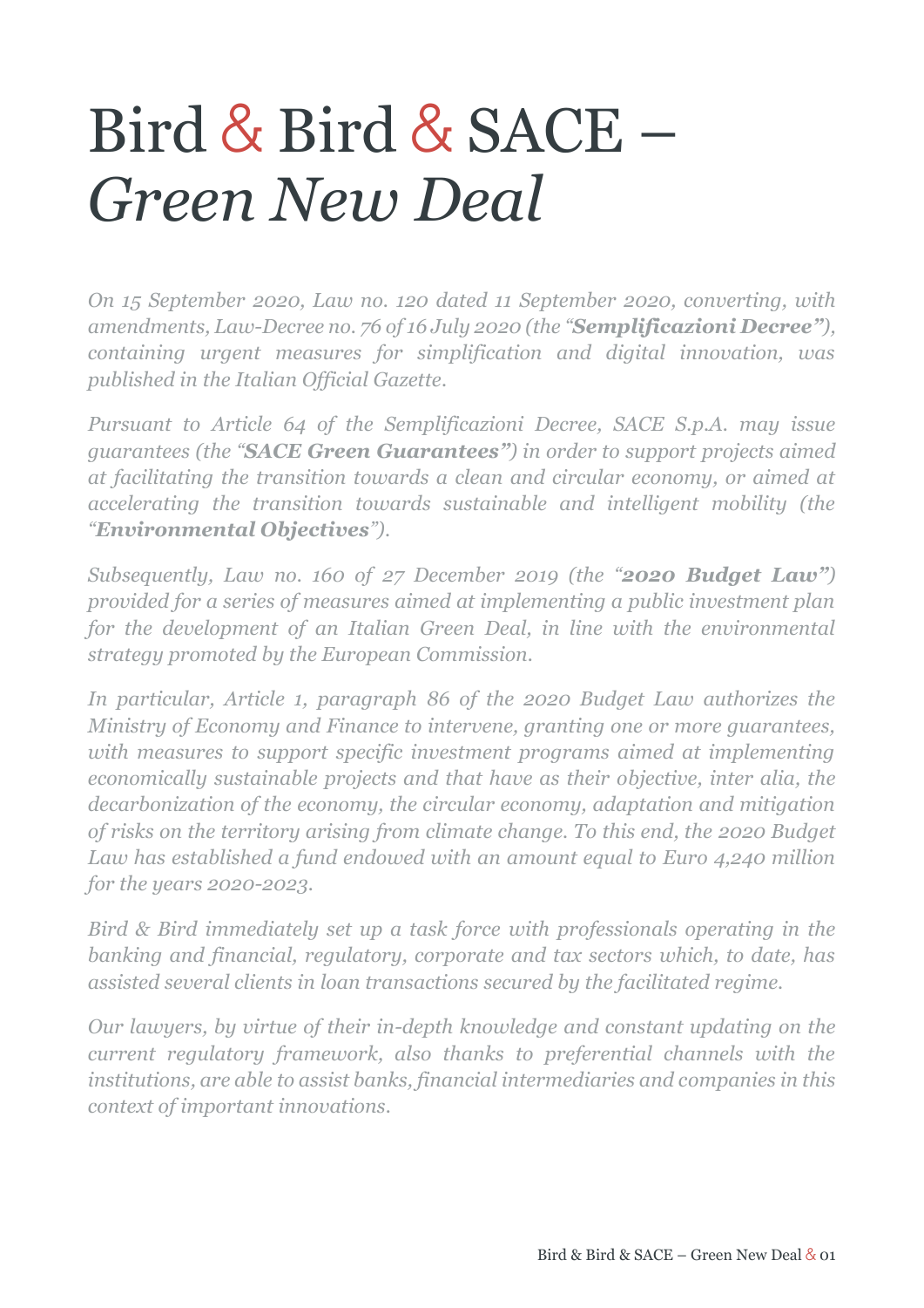# Bird & Bird & SACE – *Green New Deal*

*On 15 September 2020, Law no. 120 dated 11 September 2020, converting, with amendments, Law-Decree no. 76 of 16 July 2020 (the "**Semplificazioni Decree"**), containing urgent measures for simplification and digital innovation, was published in the Italian Official Gazette.*

*Pursuant to Article 64 of the Semplificazioni Decree, SACE S.p.A. may issue guarantees (the "**SACE Green Guarantees"**) in order to support projects aimed at facilitating the transition towards a clean and circular economy, or aimed at accelerating the transition towards sustainable and intelligent mobility (the "**Environmental Objectives**").*

*Subsequently, Law no. 160 of 27 December 2019 (the "**2020 Budget Law"**) provided for a series of measures aimed at implementing a public investment plan for the development of an Italian Green Deal, in line with the environmental strategy promoted by the European Commission.*

*In particular, Article 1, paragraph 86 of the 2020 Budget Law authorizes the Ministry of Economy and Finance to intervene, granting one or more guarantees, with measures to support specific investment programs aimed at implementing economically sustainable projects and that have as their objective, inter alia, the decarbonization of the economy, the circular economy, adaptation and mitigation of risks on the territory arising from climate change. To this end, the 2020 Budget Law has established a fund endowed with an amount equal to Euro 4,240 million for the years 2020-2023.*

*Bird & Bird immediately set up a task force with professionals operating in the banking and financial, regulatory, corporate and tax sectors which, to date, has assisted several clients in loan transactions secured by the facilitated regime.*

*Our lawyers, by virtue of their in-depth knowledge and constant updating on the current regulatory framework, also thanks to preferential channels with the institutions, are able to assist banks, financial intermediaries and companies in this context of important innovations.*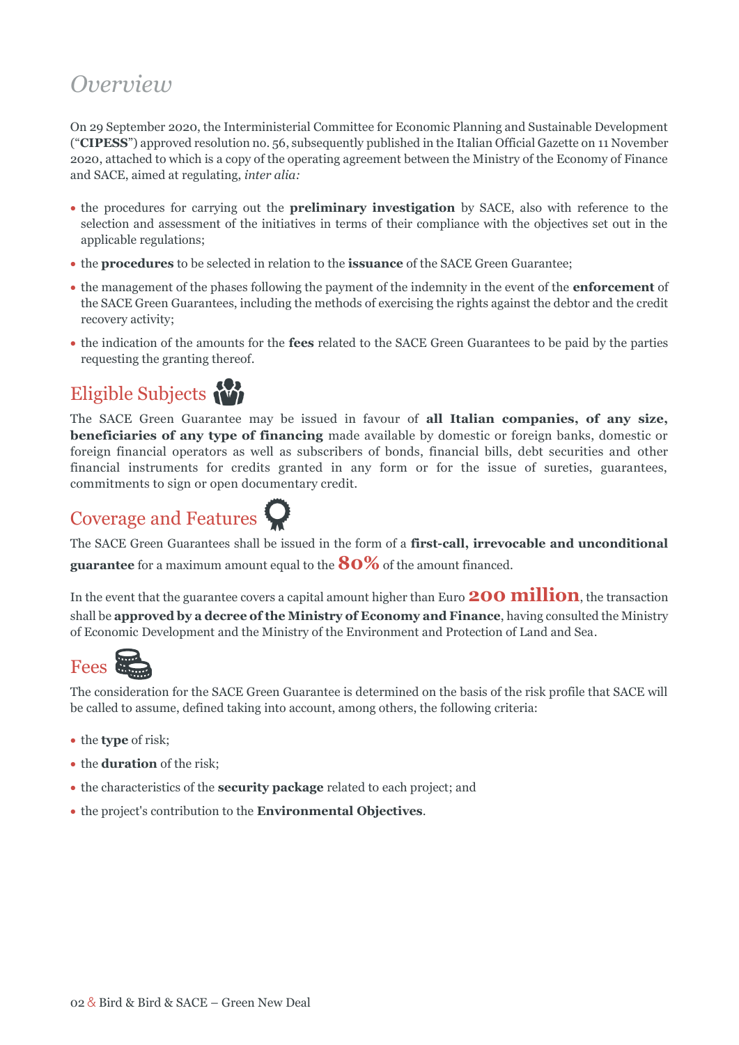# *Overview*

On 29 September 2020, the Interministerial Committee for Economic Planning and Sustainable Development ("**CIPESS**") approved resolution no. 56, subsequently published in the Italian Official Gazette on 11 November 2020, attached to which is a copy of the operating agreement between the Ministry of the Economy of Finance and SACE, aimed at regulating, *inter alia:*

- the procedures for carrying out the **preliminary investigation** by SACE, also with reference to the selection and assessment of the initiatives in terms of their compliance with the objectives set out in the applicable regulations;
- the **procedures** to be selected in relation to the **issuance** of the SACE Green Guarantee;
- the management of the phases following the payment of the indemnity in the event of the **enforcement** of the SACE Green Guarantees, including the methods of exercising the rights against the debtor and the credit recovery activity;
- the indication of the amounts for the **fees** related to the SACE Green Guarantees to be paid by the parties requesting the granting thereof.

## Eligible Subjects

The SACE Green Guarantee may be issued in favour of **all Italian companies, of any size, beneficiaries of any type of financing** made available by domestic or foreign banks, domestic or foreign financial operators as well as subscribers of bonds, financial bills, debt securities and other financial instruments for credits granted in any form or for the issue of sureties, guarantees, commitments to sign or open documentary credit.

## Coverage and Features

The SACE Green Guarantees shall be issued in the form of a **first-call, irrevocable and unconditional guarantee** for a maximum amount equal to the **80%** of the amount financed.

In the event that the guarantee covers a capital amount higher than Euro **200 million**, the transaction shall be **approved by a decree of the Ministry of Economy and Finance**, having consulted the Ministry of Economic Development and the Ministry of the Environment and Protection of Land and Sea.

## Fees

The consideration for the SACE Green Guarantee is determined on the basis of the risk profile that SACE will be called to assume, defined taking into account, among others, the following criteria:

- the **type** of risk;
- the **duration** of the risk;
- the characteristics of the **security package** related to each project; and
- the project's contribution to the **Environmental Objectives**.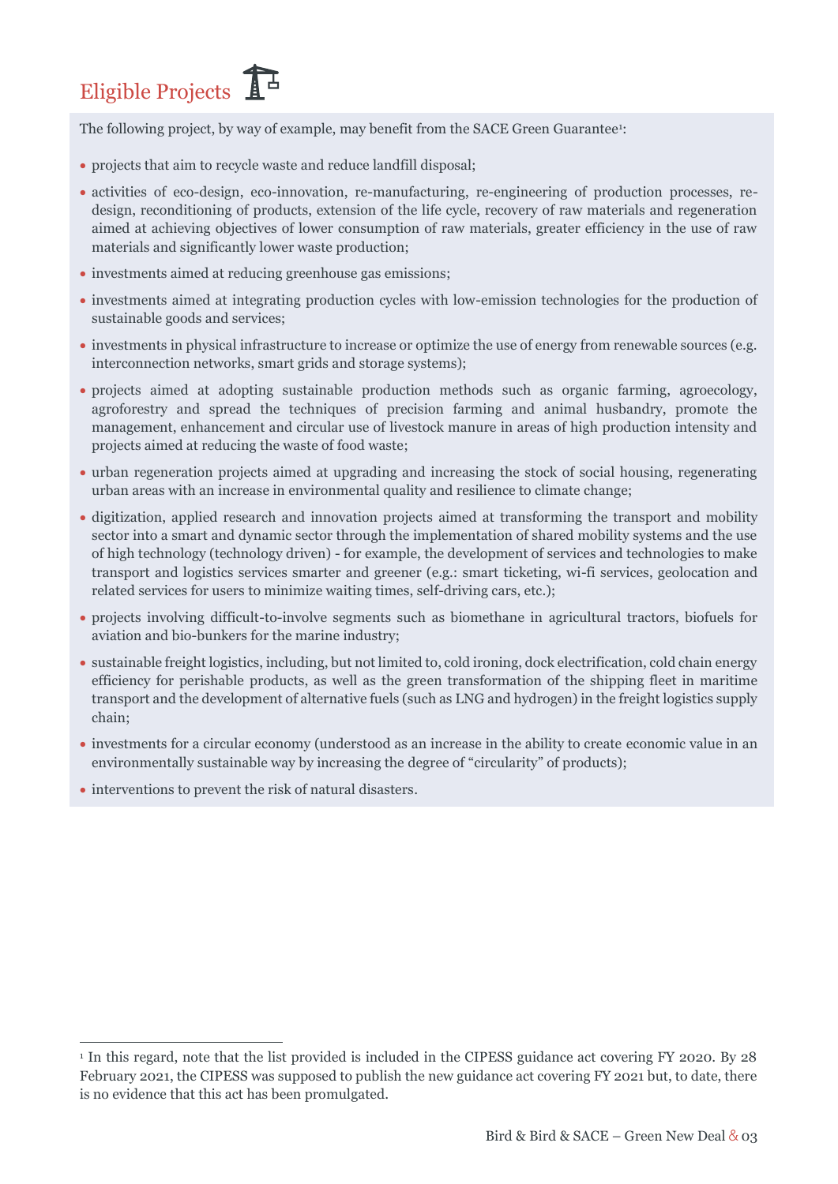# Eligible Projects

The following project, by way of example, may benefit from the SACE Green Guarantee[1]:

- projects that aim to recycle waste and reduce landfill disposal;
- activities of eco-design, eco-innovation, re-manufacturing, re-engineering of production processes, re-design, reconditioning of products, extension of the life cycle, recovery of raw materials and regeneration aimed at achieving objectives of lower consumption of raw materials, greater efficiency in the use of raw materials and significantly lower waste production;
- investments aimed at reducing greenhouse gas emissions;
- investments aimed at integrating production cycles with low-emission technologies for the production of sustainable goods and services;
- investments in physical infrastructure to increase or optimize the use of energy from renewable sources (e.g. interconnection networks, smart grids and storage systems);
- projects aimed at adopting sustainable production methods such as organic farming, agroecology, agroforestry and spread the techniques of precision farming and animal husbandry, promote the management, enhancement and circular use of livestock manure in areas of high production intensity and projects aimed at reducing the waste of food waste;
- urban regeneration projects aimed at upgrading and increasing the stock of social housing, regenerating urban areas with an increase in environmental quality and resilience to climate change;
- digitization, applied research and innovation projects aimed at transforming the transport and mobility sector into a smart and dynamic sector through the implementation of shared mobility systems and the use of high technology (technology driven) - for example, the development of services and technologies to make transport and logistics services smarter and greener (e.g.: smart ticketing, wi-fi services, geolocation and related services for users to minimize waiting times, self-driving cars, etc.);
- projects involving difficult-to-involve segments such as biomethane in agricultural tractors, biofuels for aviation and bio-bunkers for the marine industry;
- sustainable freight logistics, including, but not limited to, cold ironing, dock electrification, cold chain energy efficiency for perishable products, as well as the green transformation of the shipping fleet in maritime transport and the development of alternative fuels (such as LNG and hydrogen) in the freight logistics supply chain;
- investments for a circular economy (understood as an increase in the ability to create economic value in an environmentally sustainable way by increasing the degree of "circularity" of products);
- interventions to prevent the risk of natural disasters.

[1] In this regard, note that the list provided is included in the CIPESS guidance act covering FY 2020. By 28 February 2021, the CIPESS was supposed to publish the new guidance act covering FY 2021 but, to date, there is no evidence that this act has been promulgated.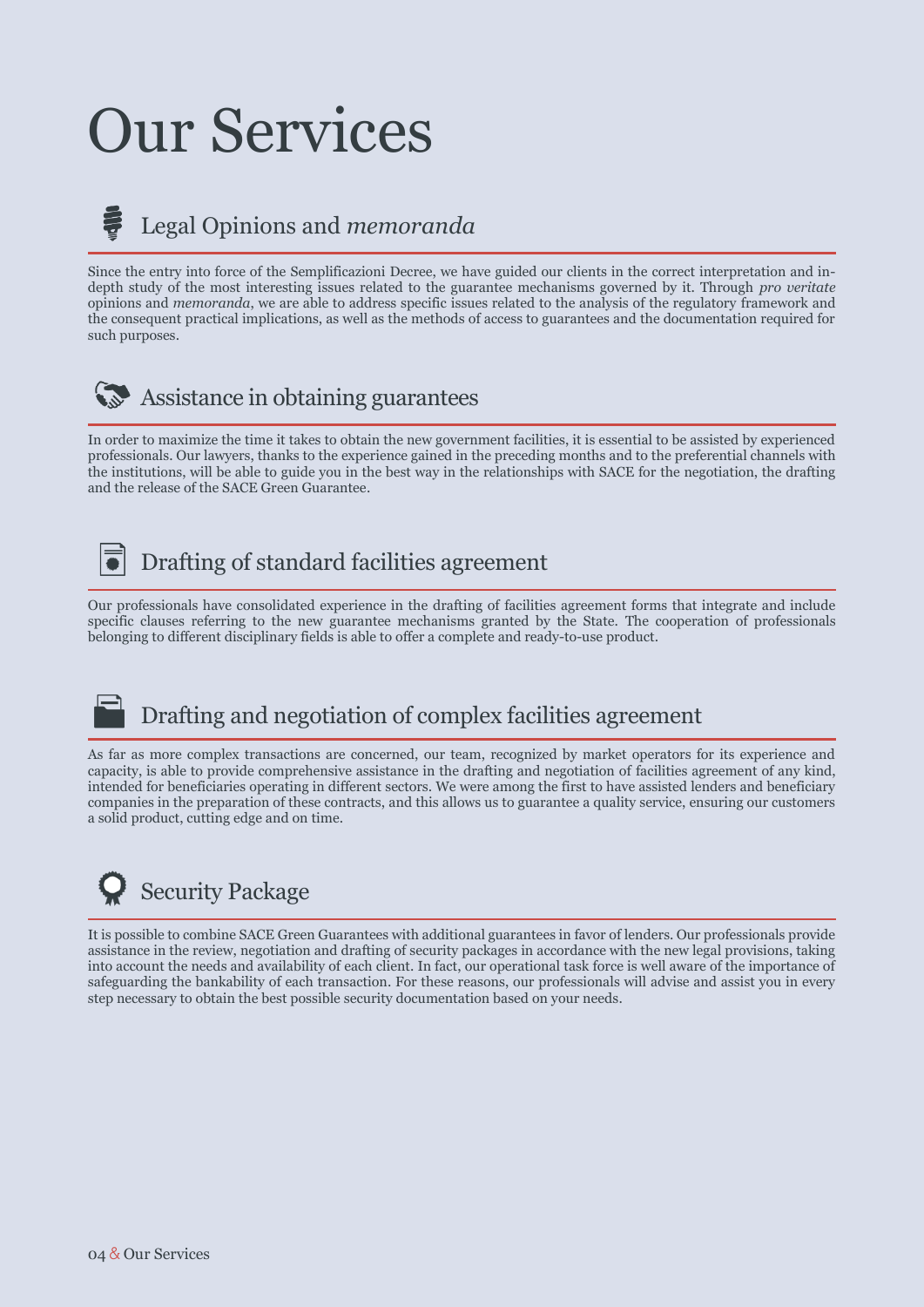# Our Services

## Legal Opinions and *memoranda*

Since the entry into force of the Semplificazioni Decree, we have guided our clients in the correct interpretation and in-depth study of the most interesting issues related to the guarantee mechanisms governed by it. Through *pro veritate* opinions and *memoranda*, we are able to address specific issues related to the analysis of the regulatory framework and the consequent practical implications, as well as the methods of access to guarantees and the documentation required for such purposes.

## Assistance in obtaining guarantees

In order to maximize the time it takes to obtain the new government facilities, it is essential to be assisted by experienced professionals. Our lawyers, thanks to the experience gained in the preceding months and to the preferential channels with the institutions, will be able to guide you in the best way in the relationships with SACE for the negotiation, the drafting and the release of the SACE Green Guarantee.

## Drafting of standard facilities agreement

Our professionals have consolidated experience in the drafting of facilities agreement forms that integrate and include specific clauses referring to the new guarantee mechanisms granted by the State. The cooperation of professionals belonging to different disciplinary fields is able to offer a complete and ready-to-use product.

## Drafting and negotiation of complex facilities agreement

As far as more complex transactions are concerned, our team, recognized by market operators for its experience and capacity, is able to provide comprehensive assistance in the drafting and negotiation of facilities agreement of any kind, intended for beneficiaries operating in different sectors. We were among the first to have assisted lenders and beneficiary companies in the preparation of these contracts, and this allows us to guarantee a quality service, ensuring our customers a solid product, cutting edge and on time.

## Security Package

It is possible to combine SACE Green Guarantees with additional guarantees in favor of lenders. Our professionals provide assistance in the review, negotiation and drafting of security packages in accordance with the new legal provisions, taking into account the needs and availability of each client. In fact, our operational task force is well aware of the importance of safeguarding the bankability of each transaction. For these reasons, our professionals will advise and assist you in every step necessary to obtain the best possible security documentation based on your needs.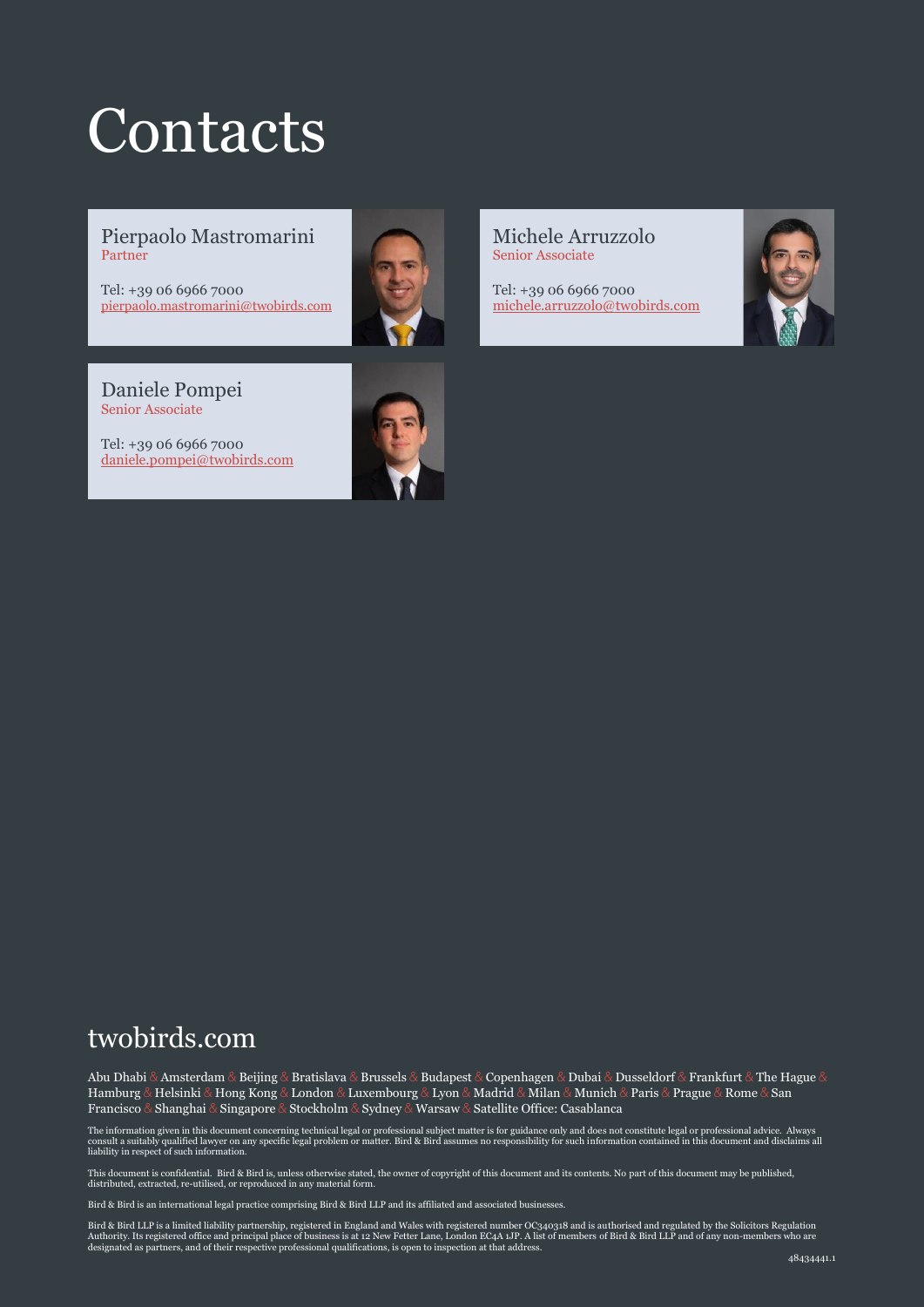# Contacts

**Pierpaolo Mastromarini**
Partner

Tel: +39 06 6966 7000
pierpaolo.mastromarini@twobirds.com

**Michele Arruzzolo**
Senior Associate

Tel: +39 06 6966 7000
michele.arruzzolo@twobirds.com

**Daniele Pompei**
Senior Associate

Tel: +39 06 6966 7000
daniele.pompei@twobirds.com

## twobirds.com

Abu Dhabi & Amsterdam & Beijing & Bratislava & Brussels & Budapest & Copenhagen & Dubai & Dusseldorf & Frankfurt & The Hague & Hamburg & Helsinki & Hong Kong & London & Luxembourg & Lyon & Madrid & Milan & Munich & Paris & Prague & Rome & San Francisco & Shanghai & Singapore & Stockholm & Sydney & Warsaw & Satellite Office: Casablanca

The information given in this document concerning technical legal or professional subject matter is for guidance only and does not constitute legal or professional advice. Always consult a suitably qualified lawyer on any specific legal problem or matter. Bird & Bird assumes no responsibility for such information contained in this document and disclaims all liability in respect of such information.

This document is confidential. Bird & Bird is, unless otherwise stated, the owner of copyright of this document and its contents. No part of this document may be published, distributed, extracted, re-utilised, or reproduced in any material form.

Bird & Bird is an international legal practice comprising Bird & Bird LLP and its affiliated and associated businesses.

Bird & Bird LLP is a limited liability partnership, registered in England and Wales with registered number OC340318 and is authorised and regulated by the Solicitors Regulation Authority. Its registered office and principal place of business is at 12 New Fetter Lane, London EC4A 1JP. A list of members of Bird & Bird LLP and of any non-members who are designated as partners, and of their respective professional qualifications, is open to inspection at that address.

48434441.1